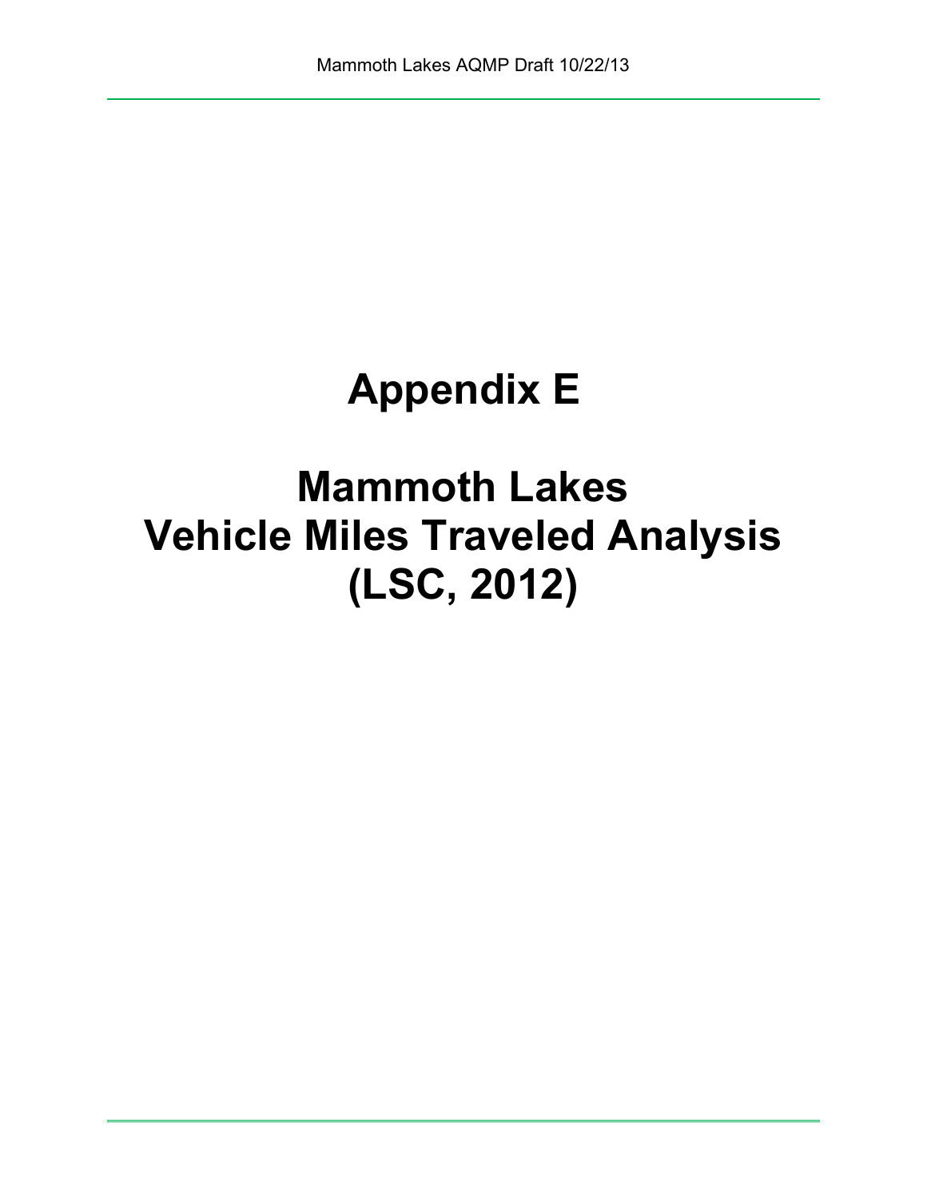# Appendix E

# Mammoth Lakes Vehicle Miles Traveled Analysis (LSC, 2012)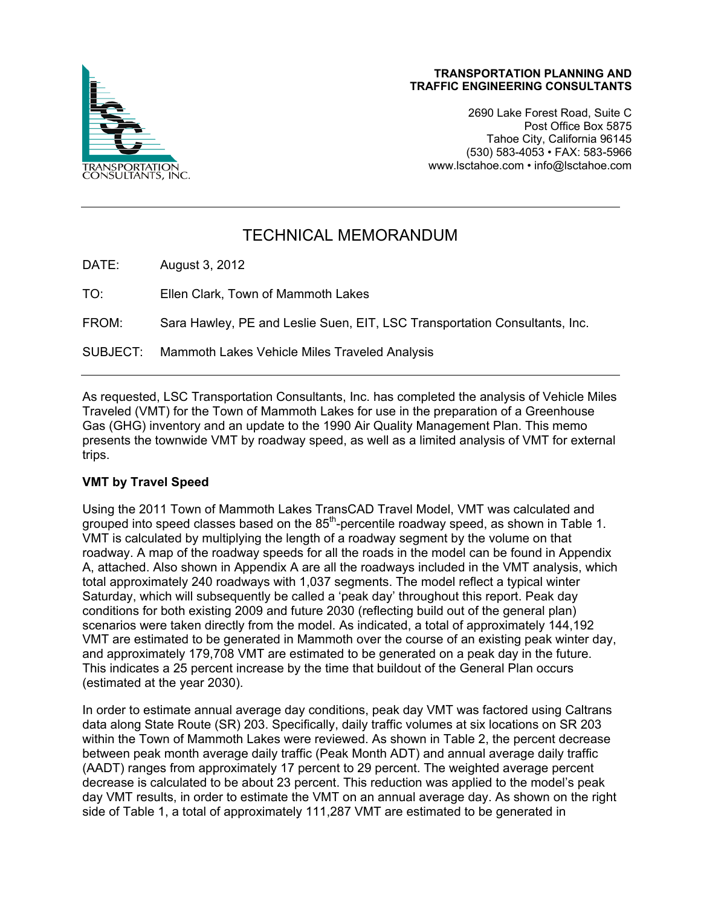TRANSPORTATION PLANNING AND TRAFFIC ENGINEERING CONSULTANTS

2690 Lake Forest Road, Suite C
Post Office Box 5875
Tahoe City, California 96145
(530) 583-4053 • FAX: 583-5966
www.lsctahoe.com • info@lsctahoe.com

# TECHNICAL MEMORANDUM

DATE: August 3, 2012

TO: Ellen Clark, Town of Mammoth Lakes

FROM: Sara Hawley, PE and Leslie Suen, EIT, LSC Transportation Consultants, Inc.

SUBJECT: Mammoth Lakes Vehicle Miles Traveled Analysis

---

As requested, LSC Transportation Consultants, Inc. has completed the analysis of Vehicle Miles Traveled (VMT) for the Town of Mammoth Lakes for use in the preparation of a Greenhouse Gas (GHG) inventory and an update to the 1990 Air Quality Management Plan. This memo presents the townwide VMT by roadway speed, as well as a limited analysis of VMT for external trips.

**VMT by Travel Speed**

Using the 2011 Town of Mammoth Lakes TransCAD Travel Model, VMT was calculated and grouped into speed classes based on the 85th-percentile roadway speed, as shown in Table 1. VMT is calculated by multiplying the length of a roadway segment by the volume on that roadway. A map of the roadway speeds for all the roads in the model can be found in Appendix A, attached. Also shown in Appendix A are all the roadways included in the VMT analysis, which total approximately 240 roadways with 1,037 segments. The model reflect a typical winter Saturday, which will subsequently be called a 'peak day' throughout this report. Peak day conditions for both existing 2009 and future 2030 (reflecting build out of the general plan) scenarios were taken directly from the model. As indicated, a total of approximately 144,192 VMT are estimated to be generated in Mammoth over the course of an existing peak winter day, and approximately 179,708 VMT are estimated to be generated on a peak day in the future. This indicates a 25 percent increase by the time that buildout of the General Plan occurs (estimated at the year 2030).

In order to estimate annual average day conditions, peak day VMT was factored using Caltrans data along State Route (SR) 203. Specifically, daily traffic volumes at six locations on SR 203 within the Town of Mammoth Lakes were reviewed. As shown in Table 2, the percent decrease between peak month average daily traffic (Peak Month ADT) and annual average daily traffic (AADT) ranges from approximately 17 percent to 29 percent. The weighted average percent decrease is calculated to be about 23 percent. This reduction was applied to the model's peak day VMT results, in order to estimate the VMT on an annual average day. As shown on the right side of Table 1, a total of approximately 111,287 VMT are estimated to be generated in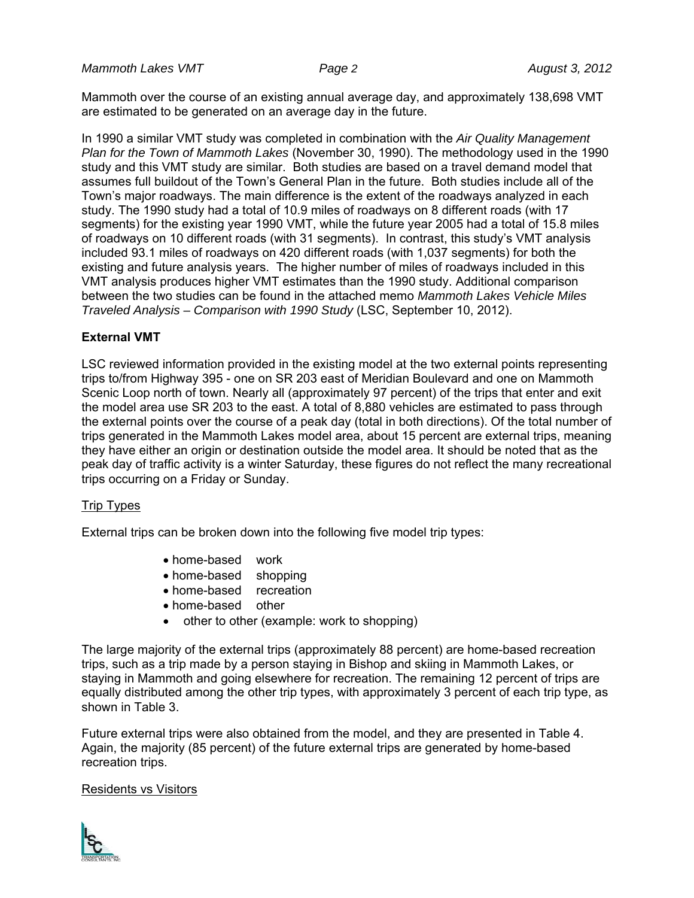Mammoth over the course of an existing annual average day, and approximately 138,698 VMT are estimated to be generated on an average day in the future.

In 1990 a similar VMT study was completed in combination with the *Air Quality Management Plan for the Town of Mammoth Lakes* (November 30, 1990). The methodology used in the 1990 study and this VMT study are similar. Both studies are based on a travel demand model that assumes full buildout of the Town's General Plan in the future. Both studies include all of the Town's major roadways. The main difference is the extent of the roadways analyzed in each study. The 1990 study had a total of 10.9 miles of roadways on 8 different roads (with 17 segments) for the existing year 1990 VMT, while the future year 2005 had a total of 15.8 miles of roadways on 10 different roads (with 31 segments). In contrast, this study's VMT analysis included 93.1 miles of roadways on 420 different roads (with 1,037 segments) for both the existing and future analysis years. The higher number of miles of roadways included in this VMT analysis produces higher VMT estimates than the 1990 study. Additional comparison between the two studies can be found in the attached memo *Mammoth Lakes Vehicle Miles Traveled Analysis – Comparison with 1990 Study* (LSC, September 10, 2012).

**External VMT**

LSC reviewed information provided in the existing model at the two external points representing trips to/from Highway 395 - one on SR 203 east of Meridian Boulevard and one on Mammoth Scenic Loop north of town. Nearly all (approximately 97 percent) of the trips that enter and exit the model area use SR 203 to the east. A total of 8,880 vehicles are estimated to pass through the external points over the course of a peak day (total in both directions). Of the total number of trips generated in the Mammoth Lakes model area, about 15 percent are external trips, meaning they have either an origin or destination outside the model area. It should be noted that as the peak day of traffic activity is a winter Saturday, these figures do not reflect the many recreational trips occurring on a Friday or Sunday.

Trip Types

External trips can be broken down into the following five model trip types:

- home-based work
- home-based shopping
- home-based recreation
- home-based other
- other to other (example: work to shopping)

The large majority of the external trips (approximately 88 percent) are home-based recreation trips, such as a trip made by a person staying in Bishop and skiing in Mammoth Lakes, or staying in Mammoth and going elsewhere for recreation. The remaining 12 percent of trips are equally distributed among the other trip types, with approximately 3 percent of each trip type, as shown in Table 3.

Future external trips were also obtained from the model, and they are presented in Table 4. Again, the majority (85 percent) of the future external trips are generated by home-based recreation trips.

Residents vs Visitors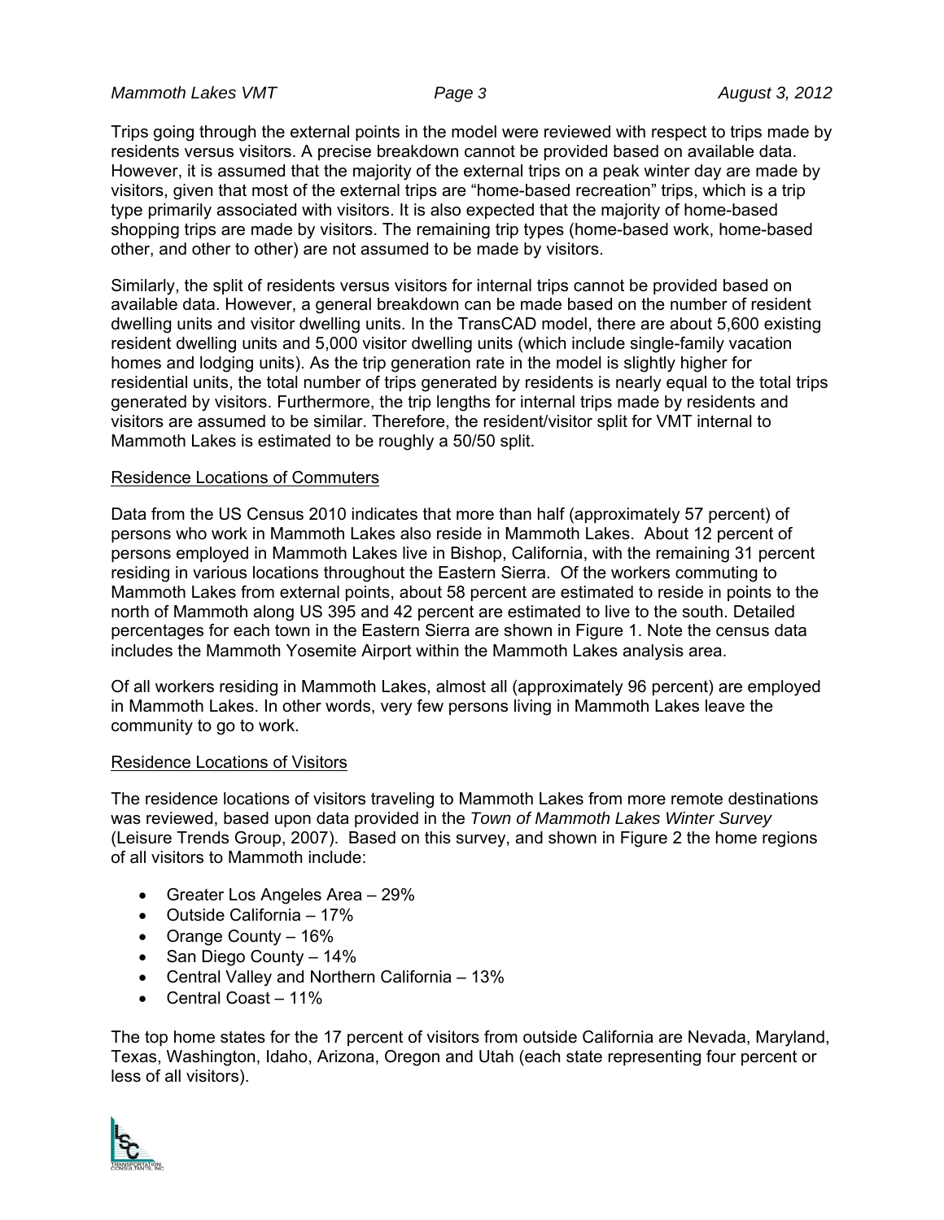Trips going through the external points in the model were reviewed with respect to trips made by residents versus visitors. A precise breakdown cannot be provided based on available data. However, it is assumed that the majority of the external trips on a peak winter day are made by visitors, given that most of the external trips are "home-based recreation" trips, which is a trip type primarily associated with visitors. It is also expected that the majority of home-based shopping trips are made by visitors. The remaining trip types (home-based work, home-based other, and other to other) are not assumed to be made by visitors.

Similarly, the split of residents versus visitors for internal trips cannot be provided based on available data. However, a general breakdown can be made based on the number of resident dwelling units and visitor dwelling units. In the TransCAD model, there are about 5,600 existing resident dwelling units and 5,000 visitor dwelling units (which include single-family vacation homes and lodging units). As the trip generation rate in the model is slightly higher for residential units, the total number of trips generated by residents is nearly equal to the total trips generated by visitors. Furthermore, the trip lengths for internal trips made by residents and visitors are assumed to be similar. Therefore, the resident/visitor split for VMT internal to Mammoth Lakes is estimated to be roughly a 50/50 split.

<u>Residence Locations of Commuters</u>

Data from the US Census 2010 indicates that more than half (approximately 57 percent) of persons who work in Mammoth Lakes also reside in Mammoth Lakes. About 12 percent of persons employed in Mammoth Lakes live in Bishop, California, with the remaining 31 percent residing in various locations throughout the Eastern Sierra. Of the workers commuting to Mammoth Lakes from external points, about 58 percent are estimated to reside in points to the north of Mammoth along US 395 and 42 percent are estimated to live to the south. Detailed percentages for each town in the Eastern Sierra are shown in Figure 1. Note the census data includes the Mammoth Yosemite Airport within the Mammoth Lakes analysis area.

Of all workers residing in Mammoth Lakes, almost all (approximately 96 percent) are employed in Mammoth Lakes. In other words, very few persons living in Mammoth Lakes leave the community to go to work.

<u>Residence Locations of Visitors</u>

The residence locations of visitors traveling to Mammoth Lakes from more remote destinations was reviewed, based upon data provided in the *Town of Mammoth Lakes Winter Survey* (Leisure Trends Group, 2007). Based on this survey, and shown in Figure 2 the home regions of all visitors to Mammoth include:

- Greater Los Angeles Area – 29%
- Outside California – 17%
- Orange County – 16%
- San Diego County – 14%
- Central Valley and Northern California – 13%
- Central Coast – 11%

The top home states for the 17 percent of visitors from outside California are Nevada, Maryland, Texas, Washington, Idaho, Arizona, Oregon and Utah (each state representing four percent or less of all visitors).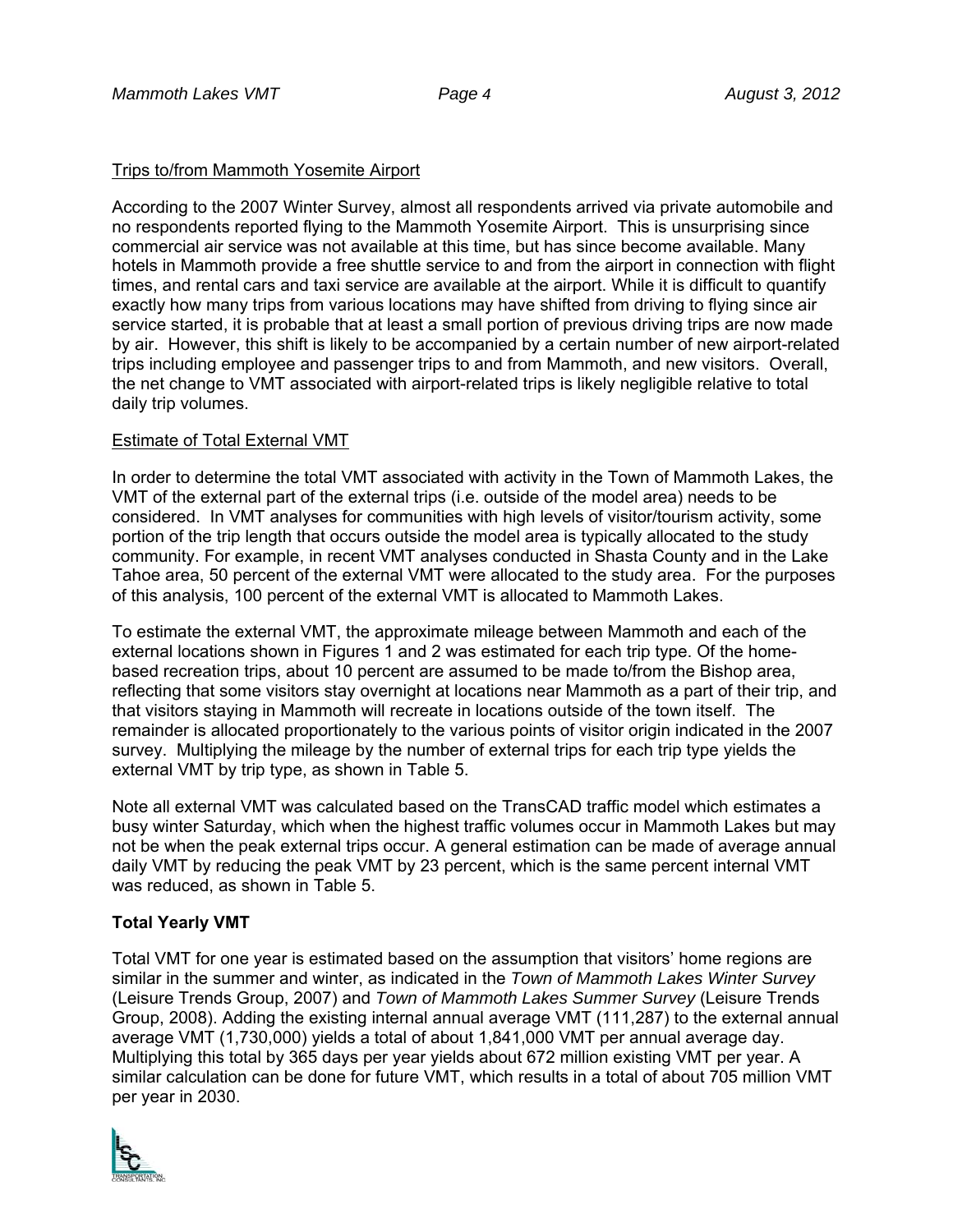Trips to/from Mammoth Yosemite Airport

According to the 2007 Winter Survey, almost all respondents arrived via private automobile and no respondents reported flying to the Mammoth Yosemite Airport. This is unsurprising since commercial air service was not available at this time, but has since become available. Many hotels in Mammoth provide a free shuttle service to and from the airport in connection with flight times, and rental cars and taxi service are available at the airport. While it is difficult to quantify exactly how many trips from various locations may have shifted from driving to flying since air service started, it is probable that at least a small portion of previous driving trips are now made by air. However, this shift is likely to be accompanied by a certain number of new airport-related trips including employee and passenger trips to and from Mammoth, and new visitors. Overall, the net change to VMT associated with airport-related trips is likely negligible relative to total daily trip volumes.

Estimate of Total External VMT

In order to determine the total VMT associated with activity in the Town of Mammoth Lakes, the VMT of the external part of the external trips (i.e. outside of the model area) needs to be considered. In VMT analyses for communities with high levels of visitor/tourism activity, some portion of the trip length that occurs outside the model area is typically allocated to the study community. For example, in recent VMT analyses conducted in Shasta County and in the Lake Tahoe area, 50 percent of the external VMT were allocated to the study area. For the purposes of this analysis, 100 percent of the external VMT is allocated to Mammoth Lakes.

To estimate the external VMT, the approximate mileage between Mammoth and each of the external locations shown in Figures 1 and 2 was estimated for each trip type. Of the home-based recreation trips, about 10 percent are assumed to be made to/from the Bishop area, reflecting that some visitors stay overnight at locations near Mammoth as a part of their trip, and that visitors staying in Mammoth will recreate in locations outside of the town itself. The remainder is allocated proportionately to the various points of visitor origin indicated in the 2007 survey. Multiplying the mileage by the number of external trips for each trip type yields the external VMT by trip type, as shown in Table 5.

Note all external VMT was calculated based on the TransCAD traffic model which estimates a busy winter Saturday, which when the highest traffic volumes occur in Mammoth Lakes but may not be when the peak external trips occur. A general estimation can be made of average annual daily VMT by reducing the peak VMT by 23 percent, which is the same percent internal VMT was reduced, as shown in Table 5.

**Total Yearly VMT**

Total VMT for one year is estimated based on the assumption that visitors' home regions are similar in the summer and winter, as indicated in the *Town of Mammoth Lakes Winter Survey* (Leisure Trends Group, 2007) and *Town of Mammoth Lakes Summer Survey* (Leisure Trends Group, 2008). Adding the existing internal annual average VMT (111,287) to the external annual average VMT (1,730,000) yields a total of about 1,841,000 VMT per annual average day. Multiplying this total by 365 days per year yields about 672 million existing VMT per year. A similar calculation can be done for future VMT, which results in a total of about 705 million VMT per year in 2030.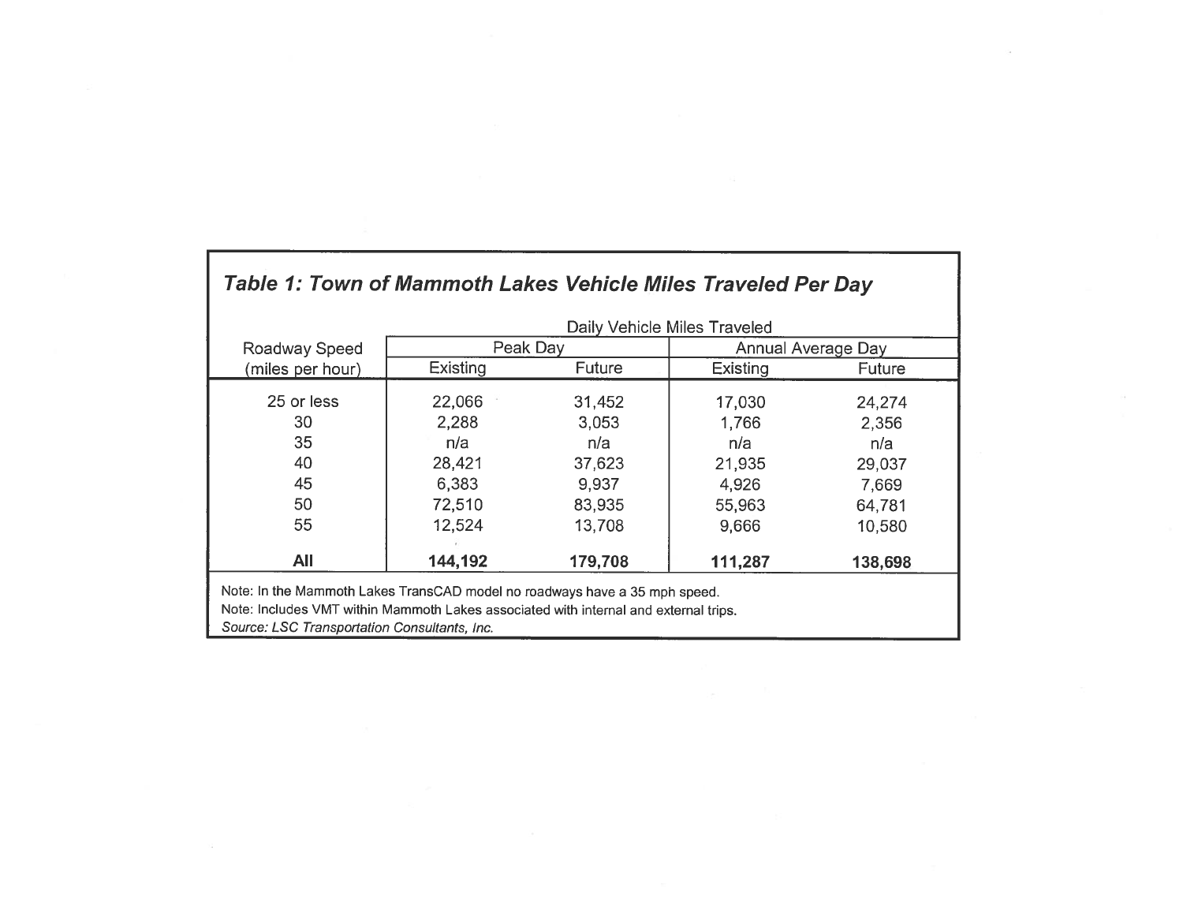### *Table 1: Town of Mammoth Lakes Vehicle Miles Traveled Per Day*

| Roadway Speed (miles per hour) | Daily Vehicle Miles Traveled | | | |
|---|---|---|---|---|
| | Peak Day | | Annual Average Day | |
| | Existing | Future | Existing | Future |
| 25 or less | 22,066 | 31,452 | 17,030 | 24,274 |
| 30 | 2,288 | 3,053 | 1,766 | 2,356 |
| 35 | n/a | n/a | n/a | n/a |
| 40 | 28,421 | 37,623 | 21,935 | 29,037 |
| 45 | 6,383 | 9,937 | 4,926 | 7,669 |
| 50 | 72,510 | 83,935 | 55,963 | 64,781 |
| 55 | 12,524 | 13,708 | 9,666 | 10,580 |
| **All** | **144,192** | **179,708** | **111,287** | **138,698** |

Note: In the Mammoth Lakes TransCAD model no roadways have a 35 mph speed.

Note: Includes VMT within Mammoth Lakes associated with internal and external trips.

*Source: LSC Transportation Consultants, Inc.*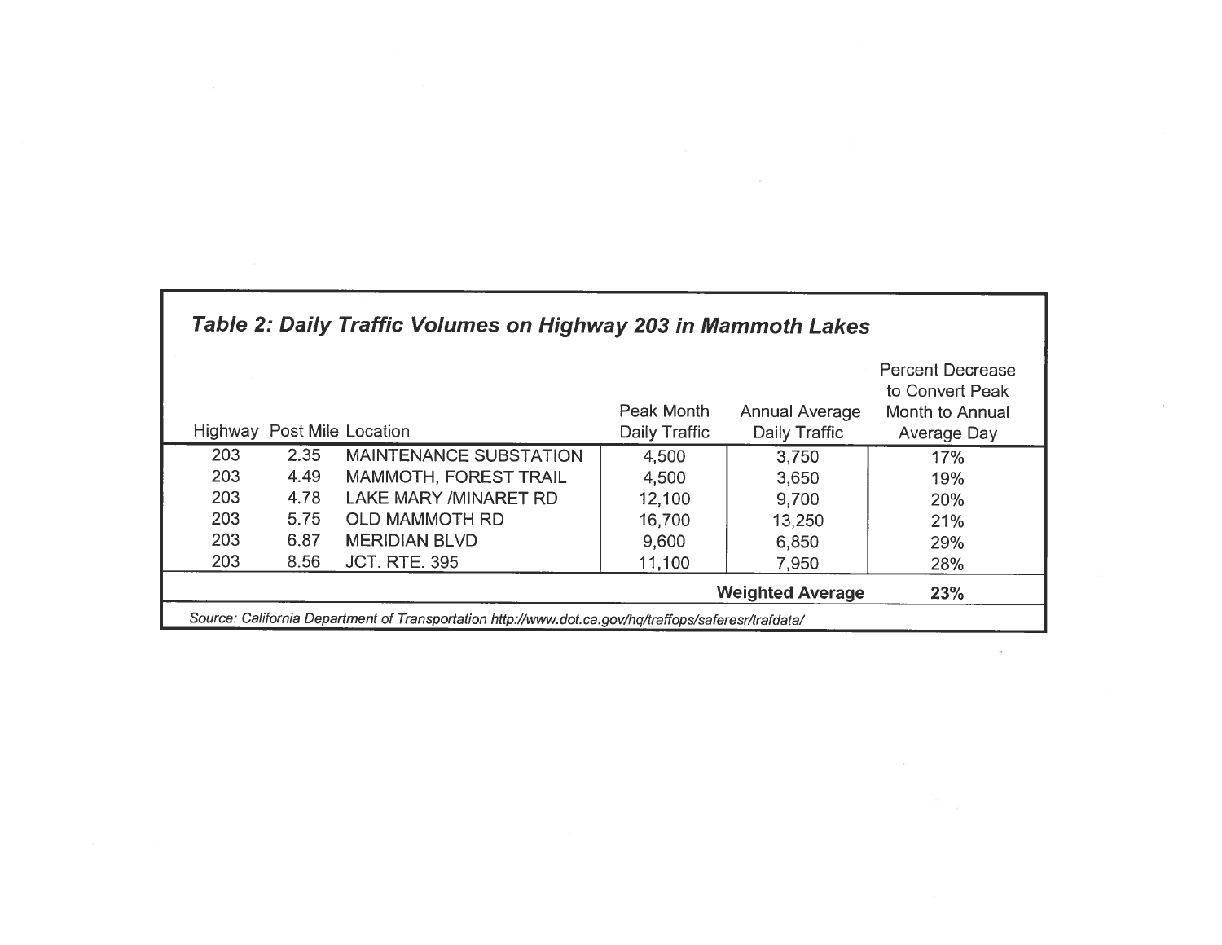## *Table 2: Daily Traffic Volumes on Highway 203 in Mammoth Lakes*

| Highway | Post Mile | Location | Peak Month Daily Traffic | Annual Average Daily Traffic | Percent Decrease to Convert Peak Month to Annual Average Day |
|---|---|---|---|---|---|
| 203 | 2.35 | MAINTENANCE SUBSTATION | 4,500 | 3,750 | 17% |
| 203 | 4.49 | MAMMOTH, FOREST TRAIL | 4,500 | 3,650 | 19% |
| 203 | 4.78 | LAKE MARY /MINARET RD | 12,100 | 9,700 | 20% |
| 203 | 5.75 | OLD MAMMOTH RD | 16,700 | 13,250 | 21% |
| 203 | 6.87 | MERIDIAN BLVD | 9,600 | 6,850 | 29% |
| 203 | 8.56 | JCT. RTE. 395 | 11,100 | 7,950 | 28% |
| | | | | **Weighted Average** | **23%** |

*Source: California Department of Transportation http://www.dot.ca.gov/hq/traffops/saferesr/trafdata/*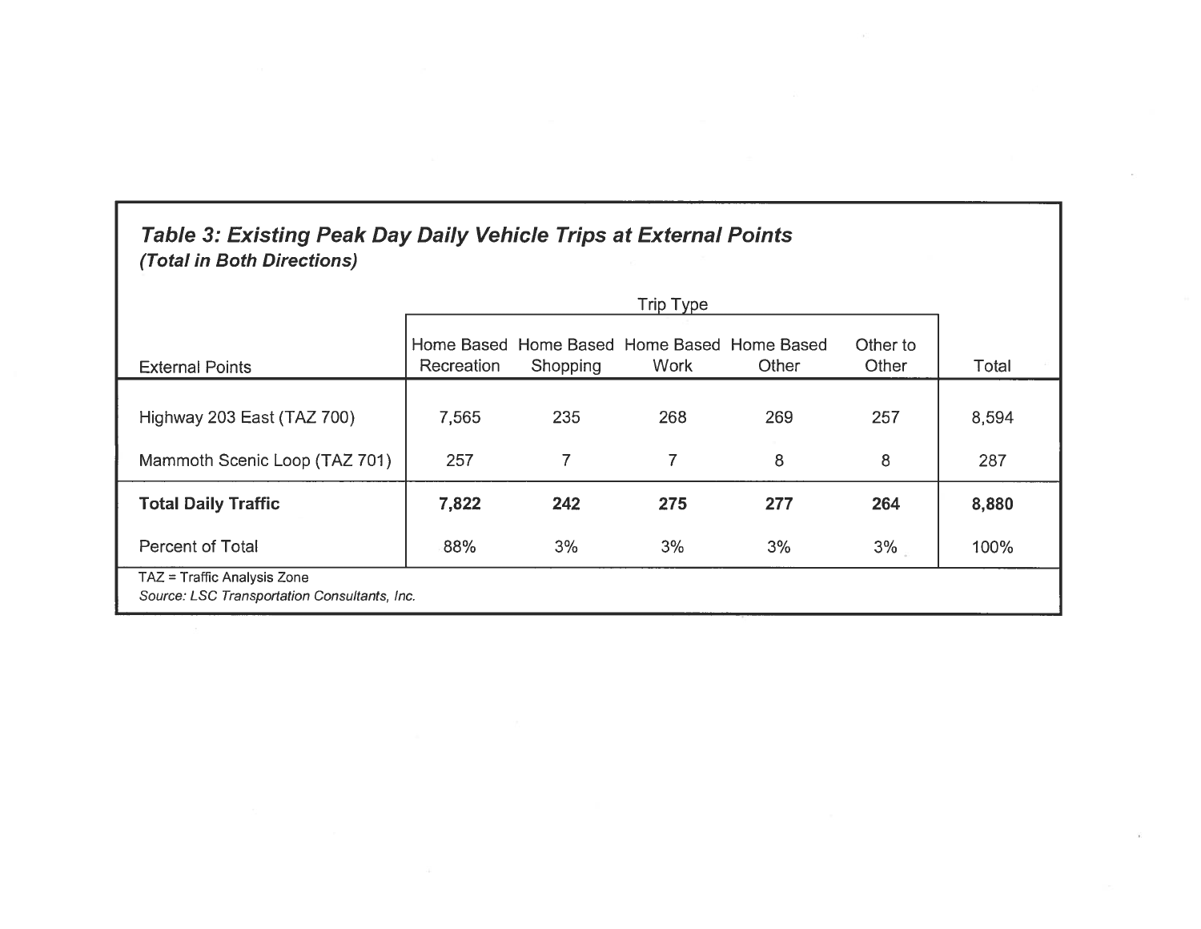### *Table 3: Existing Peak Day Daily Vehicle Trips at External Points*
***(Total in Both Directions)***

| External Points | Trip Type | | | | | Total |
|---|---|---|---|---|---|---|
| | Home Based Recreation | Home Based Shopping | Home Based Work | Home Based Other | Other to Other | |
| Highway 203 East (TAZ 700) | 7,565 | 235 | 268 | 269 | 257 | 8,594 |
| Mammoth Scenic Loop (TAZ 701) | 257 | 7 | 7 | 8 | 8 | 287 |
| **Total Daily Traffic** | **7,822** | **242** | **275** | **277** | **264** | **8,880** |
| Percent of Total | 88% | 3% | 3% | 3% | 3% | 100% |

TAZ = Traffic Analysis Zone
*Source: LSC Transportation Consultants, Inc.*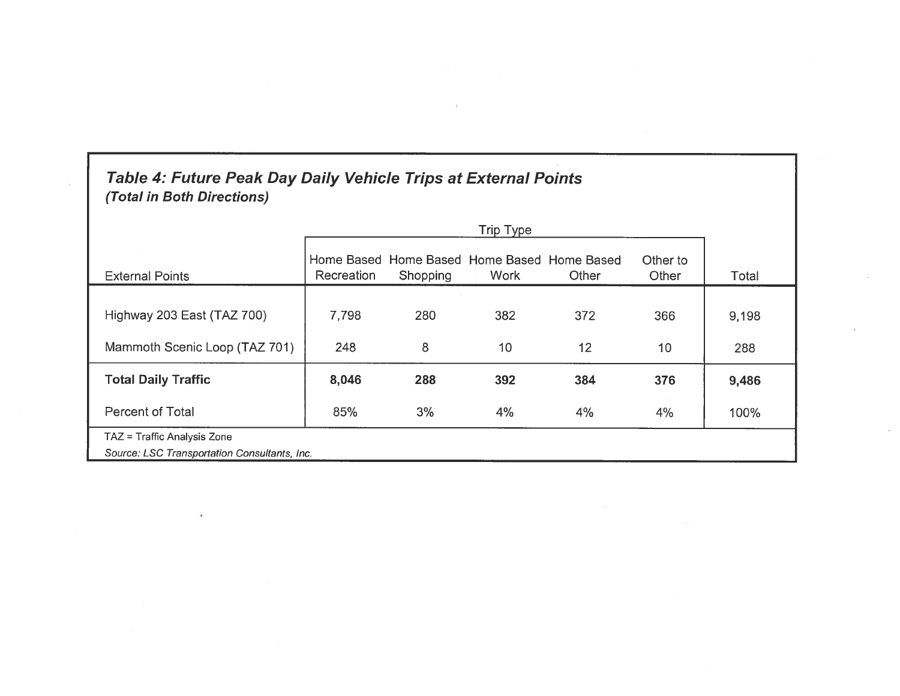## *Table 4: Future Peak Day Daily Vehicle Trips at External Points*
### *(Total in Both Directions)*

| External Points | Trip Type | | | | | Total |
|---|---|---|---|---|---|---|
| | Home Based Recreation | Home Based Shopping | Home Based Work | Home Based Other | Other to Other | |
| Highway 203 East (TAZ 700) | 7,798 | 280 | 382 | 372 | 366 | 9,198 |
| Mammoth Scenic Loop (TAZ 701) | 248 | 8 | 10 | 12 | 10 | 288 |
| **Total Daily Traffic** | **8,046** | **288** | **392** | **384** | **376** | **9,486** |
| Percent of Total | 85% | 3% | 4% | 4% | 4% | 100% |

TAZ = Traffic Analysis Zone

*Source: LSC Transportation Consultants, Inc.*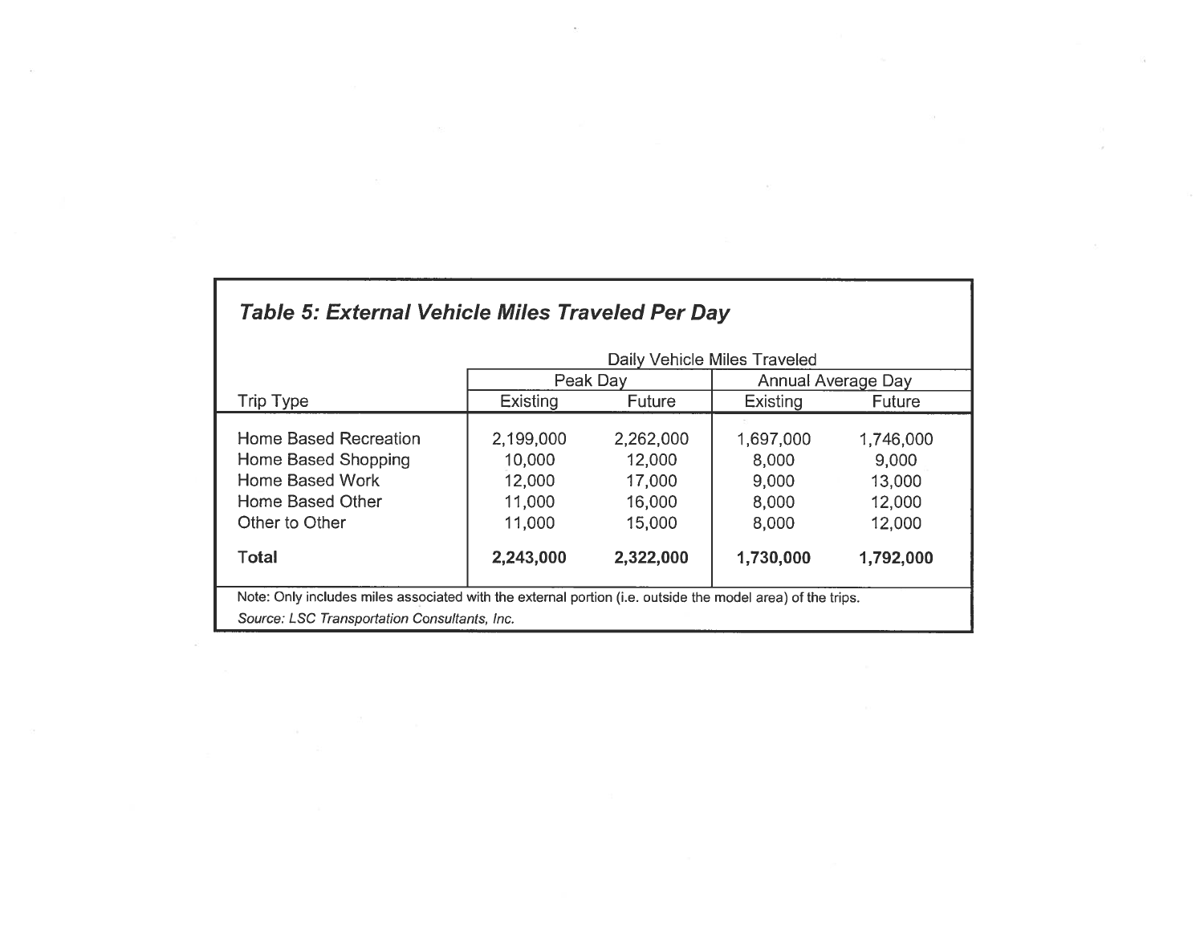### *Table 5: External Vehicle Miles Traveled Per Day*

| | Daily Vehicle Miles Traveled | | | |
|---|---|---|---|---|
| | Peak Day | | Annual Average Day | |
| Trip Type | Existing | Future | Existing | Future |
| Home Based Recreation | 2,199,000 | 2,262,000 | 1,697,000 | 1,746,000 |
| Home Based Shopping | 10,000 | 12,000 | 8,000 | 9,000 |
| Home Based Work | 12,000 | 17,000 | 9,000 | 13,000 |
| Home Based Other | 11,000 | 16,000 | 8,000 | 12,000 |
| Other to Other | 11,000 | 15,000 | 8,000 | 12,000 |
| **Total** | **2,243,000** | **2,322,000** | **1,730,000** | **1,792,000** |

Note: Only includes miles associated with the external portion (i.e. outside the model area) of the trips.

*Source: LSC Transportation Consultants, Inc.*